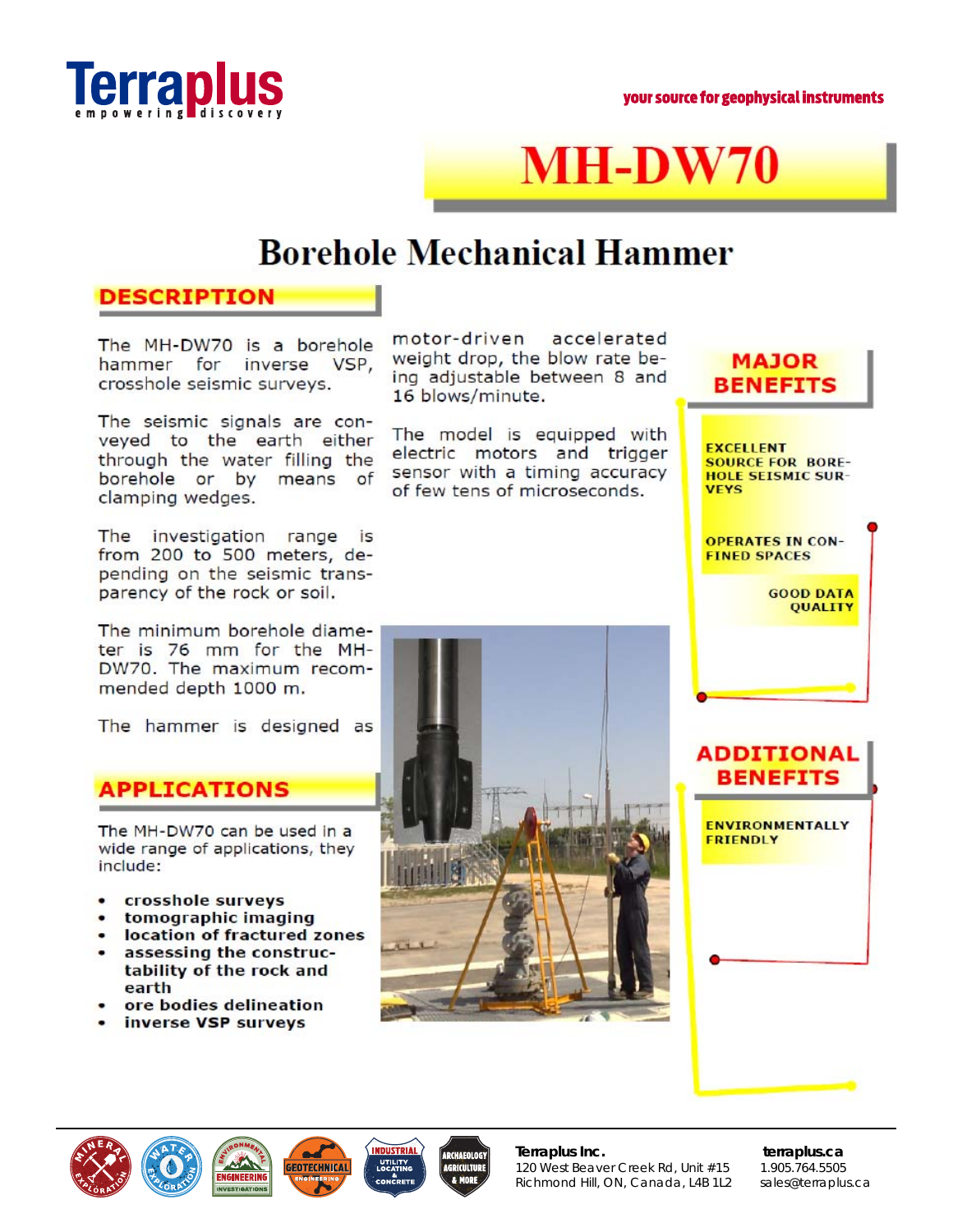# MH-DW70

## Borehole Mechanical Hammer

### DESCRIPTION

The MH-DW70 is a borehole hammer for inverse VSP, crosshole seismic surveys.

The seismic signals are conveyed to the earth either through the water filling the borehole or by means of clamping wedges.

The investigation range is from 200 to 500 meters, depending on the seismic transparency of the rock or soil.

The minimum borehole diameter is 76 mm for the MH-DW70. The maximum recommended depth 1000 m.

The hammer is designed as motor-driven accelerated weight drop, the blow rate being adjustable between 8 and 16 blows/minute.

The model is equipped with electric motors and trigger sensor with a timing accuracy of few tens of microseconds.

### APPLICATIONS

The MH-DW70 can be used in a wide range of applications, they include:

- **crosshole surveys**
- **tomographic imaging**
- **location of fractured zones**
- **assessing the constructability of the rock and earth**
- **ore bodies delineation**
- **inverse VSP surveys**

### MAJOR BENEFITS

**EXCELLENT SOURCE FOR BOREHOLE SEISMIC SURVEYS**

**OPERATES IN CONFINED SPACES**

**GOOD DATA QUALITY**

### ADDITIONAL BENEFITS

**ENVIRONMENTALLY FRIENDLY**

**Terraplus Inc.**
120 West Beaver Creek Rd, Unit #15
Richmond Hill, ON, Canada, L4B 1L2

**terraplus.ca**
1.905.764.5505
sales@terraplus.ca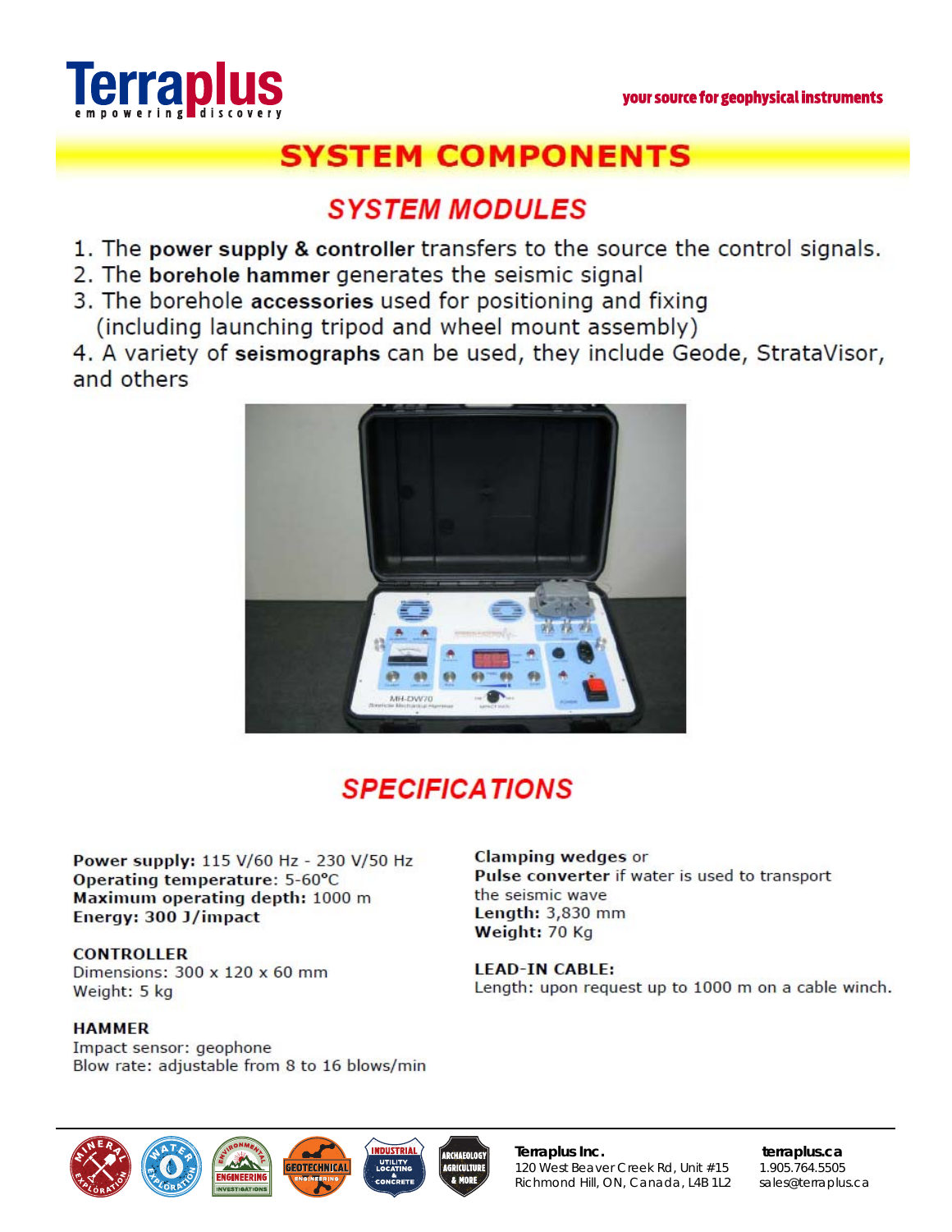# SYSTEM COMPONENTS

## SYSTEM MODULES

1. The **power supply & controller** transfers to the source the control signals.
2. The **borehole hammer** generates the seismic signal
3. The borehole **accessories** used for positioning and fixing (including launching tripod and wheel mount assembly)
4. A variety of **seismographs** can be used, they include Geode, StrataVisor, and others

## SPECIFICATIONS

**Power supply:** 115 V/60 Hz - 230 V/50 Hz
**Operating temperature:** 5-60°C
**Maximum operating depth:** 1000 m
**Energy: 300 J/impact**

**CONTROLLER**
Dimensions: 300 x 120 x 60 mm
Weight: 5 kg

**HAMMER**
Impact sensor: geophone
Blow rate: adjustable from 8 to 16 blows/min

**Clamping wedges** or
**Pulse converter** if water is used to transport the seismic wave
**Length:** 3,830 mm
**Weight:** 70 Kg

**LEAD-IN CABLE:**
Length: upon request up to 1000 m on a cable winch.